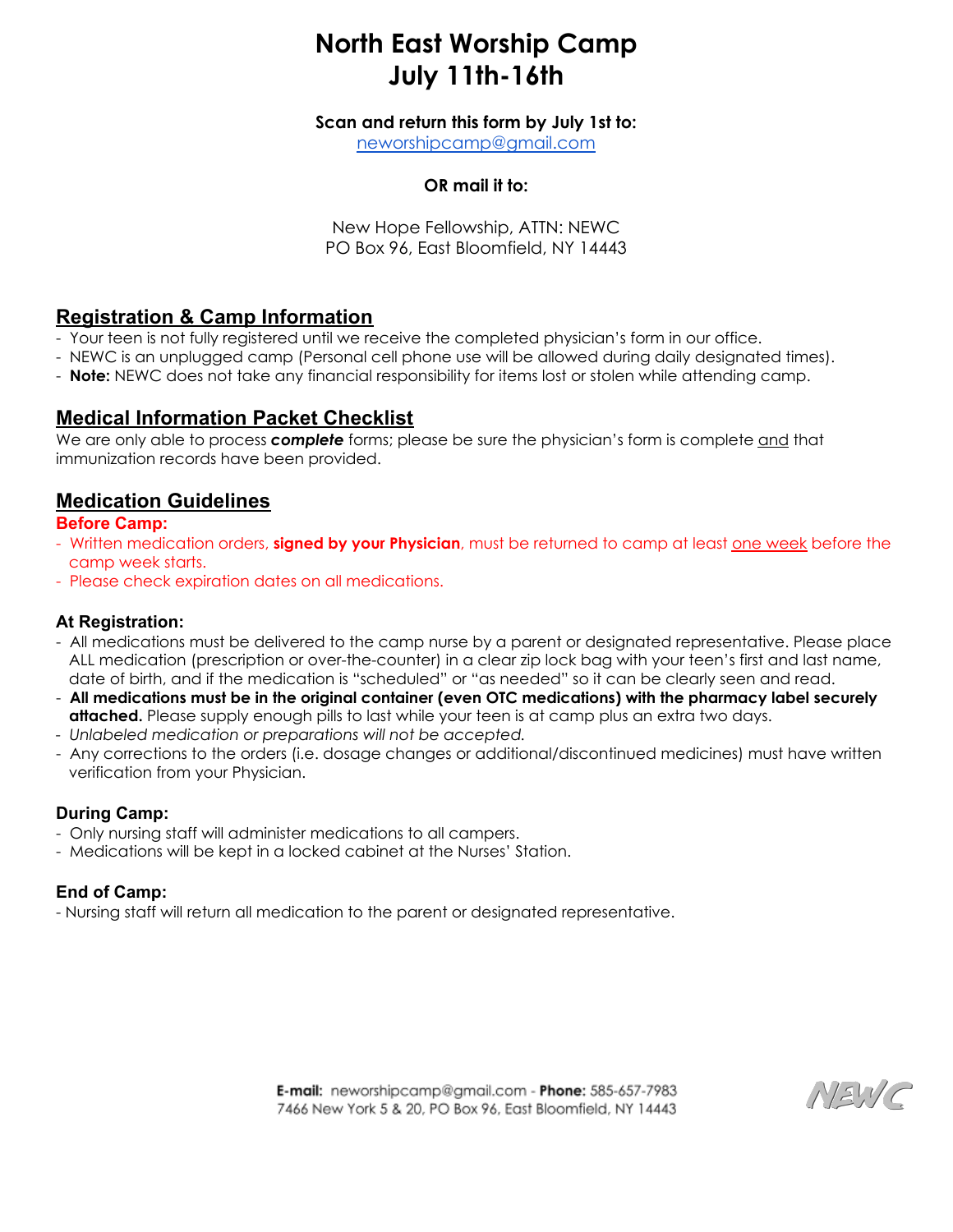# North East Worship Camp
# July 11th-16th

**Scan and return this form by July 1st to:**
neworshipcamp@gmail.com

**OR mail it to:**

New Hope Fellowship, ATTN: NEWC
PO Box 96, East Bloomfield, NY 14443

## Registration & Camp Information

- Your teen is not fully registered until we receive the completed physician's form in our office.
- NEWC is an unplugged camp (Personal cell phone use will be allowed during daily designated times).
- **Note:** NEWC does not take any financial responsibility for items lost or stolen while attending camp.

## Medical Information Packet Checklist

We are only able to process ***complete*** forms; please be sure the physician's form is complete and that immunization records have been provided.

## Medication Guidelines

### Before Camp:

- Written medication orders, **signed by your Physician**, must be returned to camp at least one week before the camp week starts.
- Please check expiration dates on all medications.

### At Registration:

- All medications must be delivered to the camp nurse by a parent or designated representative. Please place ALL medication (prescription or over-the-counter) in a clear zip lock bag with your teen's first and last name, date of birth, and if the medication is "scheduled" or "as needed" so it can be clearly seen and read.
- **All medications must be in the original container (even OTC medications) with the pharmacy label securely attached.** Please supply enough pills to last while your teen is at camp plus an extra two days.
- *Unlabeled medication or preparations will not be accepted.*
- Any corrections to the orders (i.e. dosage changes or additional/discontinued medicines) must have written verification from your Physician.

### During Camp:

- Only nursing staff will administer medications to all campers.
- Medications will be kept in a locked cabinet at the Nurses' Station.

### End of Camp:

- Nursing staff will return all medication to the parent or designated representative.

**E-mail:** neworshipcamp@gmail.com - **Phone:** 585-657-7983
7466 New York 5 & 20, PO Box 96, East Bloomfield, NY 14443

NEWC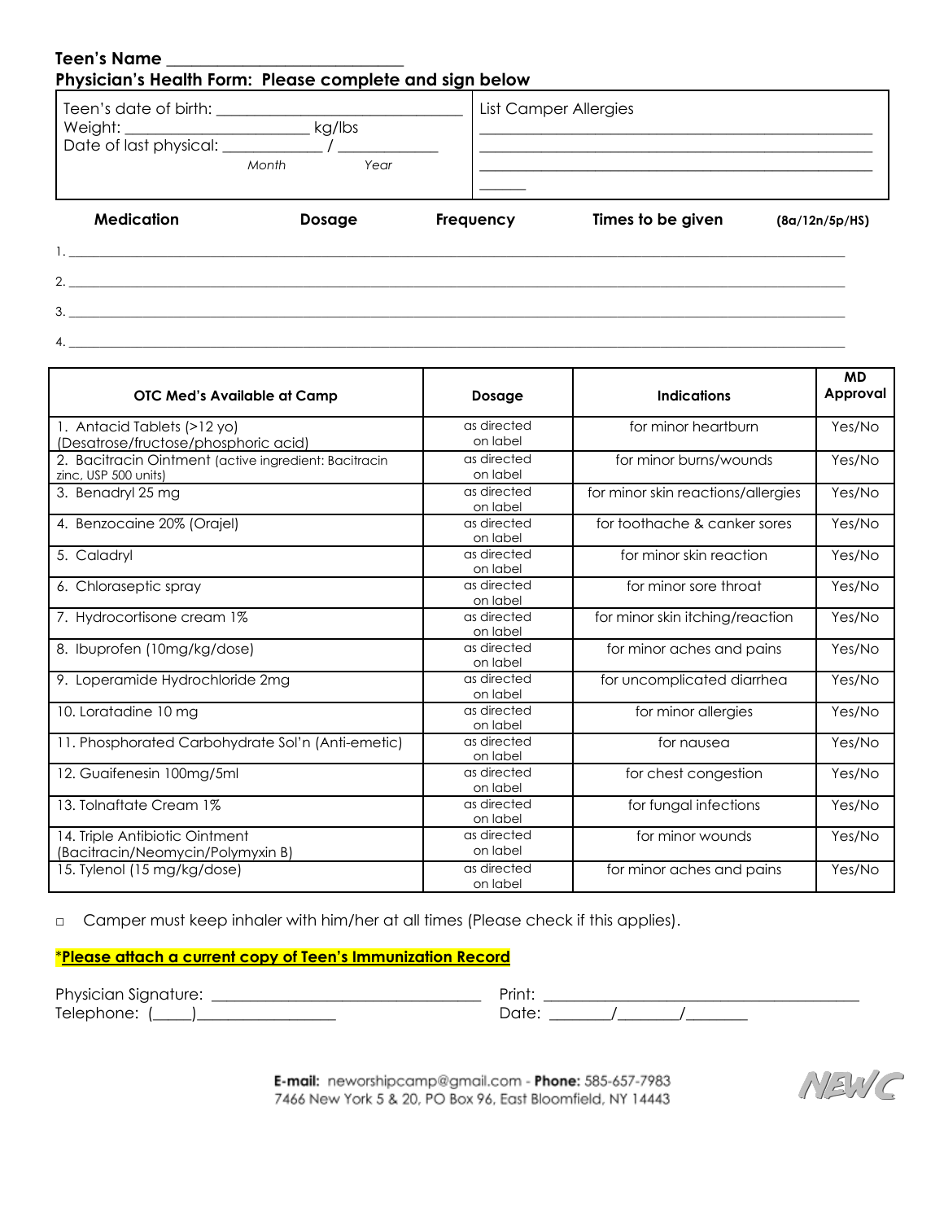**Teen's Name ____________________________**

**Physician's Health Form: Please complete and sign below**

| | |
|---|---|
| Teen's date of birth: ______________________________<br>Weight: ______________________ kg/lbs<br>Date of last physical: ____________ / ____________<br>Month Year | List Camper Allergies<br>______________________________________________<br>______________________________________________<br>______________________________________________<br>______ |

| **Medication** | **Dosage** | **Frequency** | **Times to be given** (8a/12n/5p/HS) |
|---|---|---|---|
| 1. | | | |
| 2. | | | |
| 3. | | | |
| 4. | | | |

| OTC Med's Available at Camp | Dosage | Indications | MD Approval |
|---|---|---|---|
| 1. Antacid Tablets (>12 yo) (Desatrose/fructose/phosphoric acid) | as directed on label | for minor heartburn | Yes/No |
| 2. Bacitracin Ointment (active ingredient: Bacitracin zinc, USP 500 units) | as directed on label | for minor burns/wounds | Yes/No |
| 3. Benadryl 25 mg | as directed on label | for minor skin reactions/allergies | Yes/No |
| 4. Benzocaine 20% (Orajel) | as directed on label | for toothache & canker sores | Yes/No |
| 5. Caladryl | as directed on label | for minor skin reaction | Yes/No |
| 6. Chloraseptic spray | as directed on label | for minor sore throat | Yes/No |
| 7. Hydrocortisone cream 1% | as directed on label | for minor skin itching/reaction | Yes/No |
| 8. Ibuprofen (10mg/kg/dose) | as directed on label | for minor aches and pains | Yes/No |
| 9. Loperamide Hydrochloride 2mg | as directed on label | for uncomplicated diarrhea | Yes/No |
| 10. Loratadine 10 mg | as directed on label | for minor allergies | Yes/No |
| 11. Phosphorated Carbohydrate Sol'n (Anti-emetic) | as directed on label | for nausea | Yes/No |
| 12. Guaifenesin 100mg/5ml | as directed on label | for chest congestion | Yes/No |
| 13. Tolnaftate Cream 1% | as directed on label | for fungal infections | Yes/No |
| 14. Triple Antibiotic Ointment (Bacitracin/Neomycin/Polymyxin B) | as directed on label | for minor wounds | Yes/No |
| 15. Tylenol (15 mg/kg/dose) | as directed on label | for minor aches and pains | Yes/No |

□ Camper must keep inhaler with him/her at all times (Please check if this applies).

***Please attach a current copy of Teen's Immunization Record**

Physician Signature: _________________________________ Print: ________________________________________

Telephone: (_____)_________________ Date: ________/________/________

**E-mail:** neworshipcamp@gmail.com - **Phone:** 585-657-7983
7466 New York 5 & 20, PO Box 96, East Bloomfield, NY 14443

NEWC